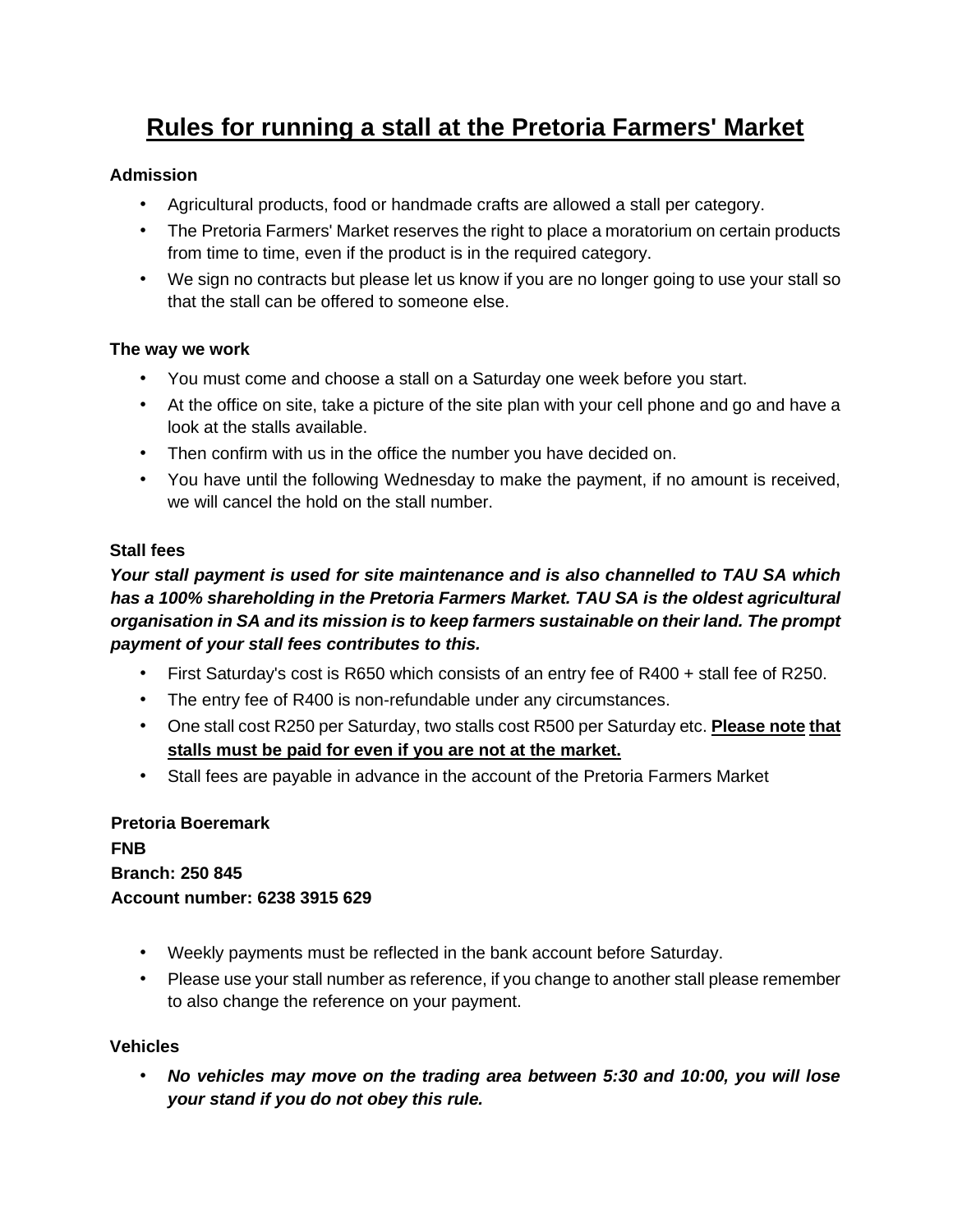# Rules for running a stall at the Pretoria Farmers' Market

### Admission

- Agricultural products, food or handmade crafts are allowed a stall per category.
- The Pretoria Farmers' Market reserves the right to place a moratorium on certain products from time to time, even if the product is in the required category.
- We sign no contracts but please let us know if you are no longer going to use your stall so that the stall can be offered to someone else.

### The way we work

- You must come and choose a stall on a Saturday one week before you start.
- At the office on site, take a picture of the site plan with your cell phone and go and have a look at the stalls available.
- Then confirm with us in the office the number you have decided on.
- You have until the following Wednesday to make the payment, if no amount is received, we will cancel the hold on the stall number.

### Stall fees

***Your stall payment is used for site maintenance and is also channelled to TAU SA which has a 100% shareholding in the Pretoria Farmers Market. TAU SA is the oldest agricultural organisation in SA and its mission is to keep farmers sustainable on their land. The prompt payment of your stall fees contributes to this.***

- First Saturday's cost is R650 which consists of an entry fee of R400 + stall fee of R250.
- The entry fee of R400 is non-refundable under any circumstances.
- One stall cost R250 per Saturday, two stalls cost R500 per Saturday etc. <u>**Please note that stalls must be paid for even if you are not at the market.**</u>
- Stall fees are payable in advance in the account of the Pretoria Farmers Market

**Pretoria Boeremark**
**FNB**
**Branch: 250 845**
**Account number: 6238 3915 629**

- Weekly payments must be reflected in the bank account before Saturday.
- Please use your stall number as reference, if you change to another stall please remember to also change the reference on your payment.

### Vehicles

- ***No vehicles may move on the trading area between 5:30 and 10:00, you will lose your stand if you do not obey this rule.***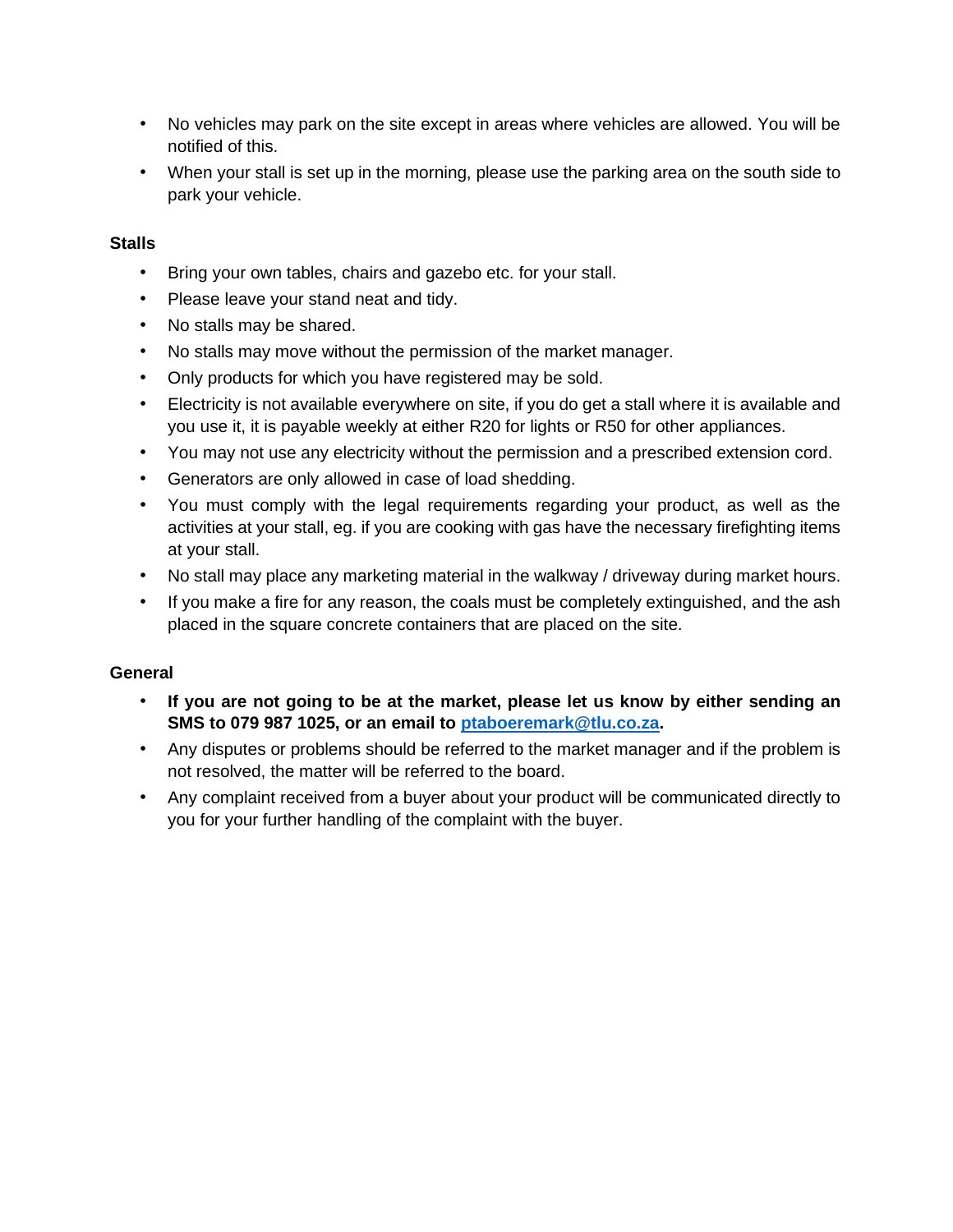- No vehicles may park on the site except in areas where vehicles are allowed. You will be notified of this.
- When your stall is set up in the morning, please use the parking area on the south side to park your vehicle.

**Stalls**

- Bring your own tables, chairs and gazebo etc. for your stall.
- Please leave your stand neat and tidy.
- No stalls may be shared.
- No stalls may move without the permission of the market manager.
- Only products for which you have registered may be sold.
- Electricity is not available everywhere on site, if you do get a stall where it is available and you use it, it is payable weekly at either R20 for lights or R50 for other appliances.
- You may not use any electricity without the permission and a prescribed extension cord.
- Generators are only allowed in case of load shedding.
- You must comply with the legal requirements regarding your product, as well as the activities at your stall, eg. if you are cooking with gas have the necessary firefighting items at your stall.
- No stall may place any marketing material in the walkway / driveway during market hours.
- If you make a fire for any reason, the coals must be completely extinguished, and the ash placed in the square concrete containers that are placed on the site.

**General**

- **If you are not going to be at the market, please let us know by either sending an SMS to 079 987 1025, or an email to ptaboeremark@tlu.co.za.**
- Any disputes or problems should be referred to the market manager and if the problem is not resolved, the matter will be referred to the board.
- Any complaint received from a buyer about your product will be communicated directly to you for your further handling of the complaint with the buyer.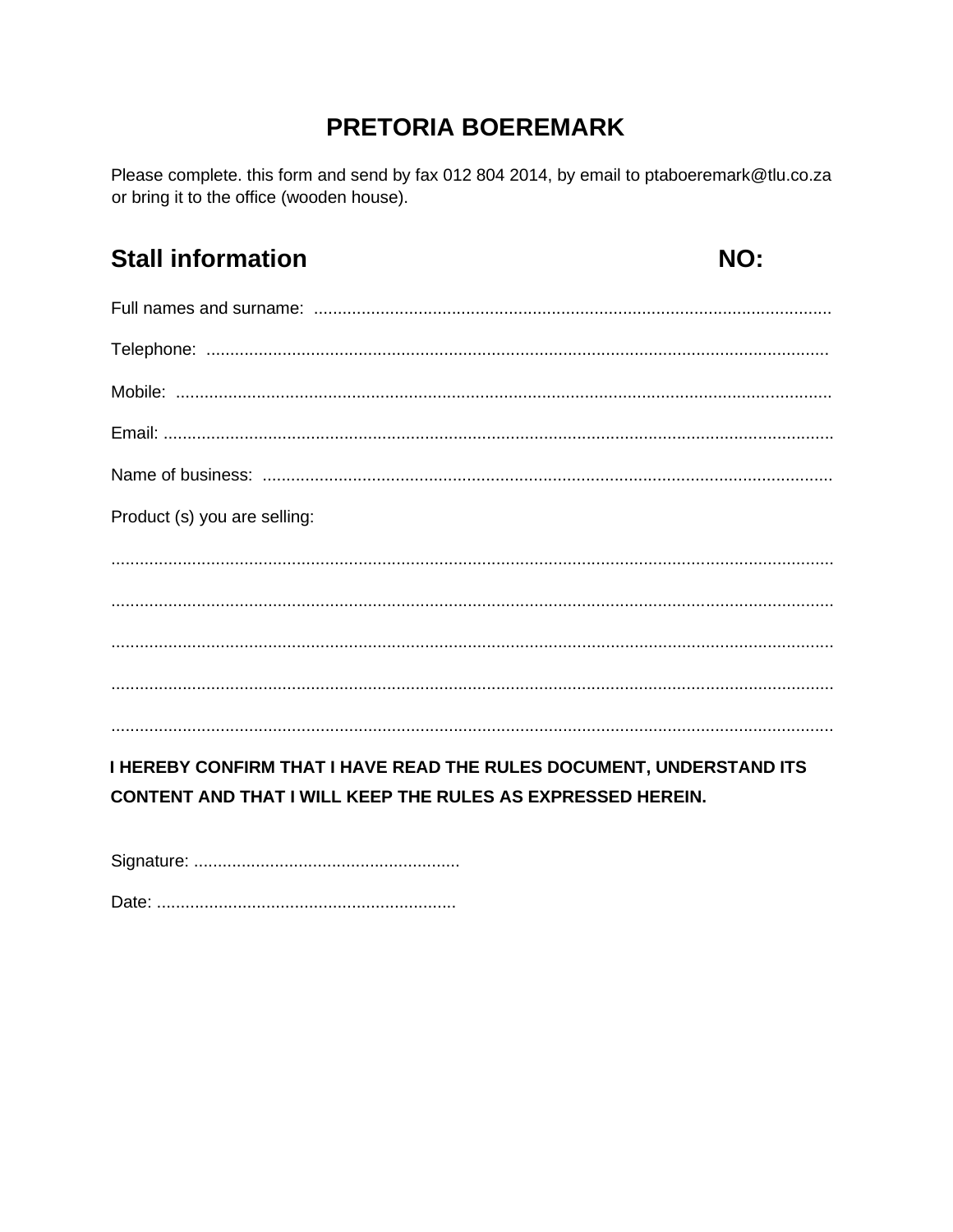# PRETORIA BOEREMARK

Please complete. this form and send by fax 012 804 2014, by email to ptaboeremark@tlu.co.za or bring it to the office (wooden house).

## Stall information NO:

Full names and surname: ............................................................................................................

Telephone: ..................................................................................................................................

Mobile: .........................................................................................................................................

Email: ...........................................................................................................................................

Name of business: ........................................................................................................................

Product (s) you are selling:

.......................................................................................................................................................

.......................................................................................................................................................

.......................................................................................................................................................

.......................................................................................................................................................

.......................................................................................................................................................

**I HEREBY CONFIRM THAT I HAVE READ THE RULES DOCUMENT, UNDERSTAND ITS CONTENT AND THAT I WILL KEEP THE RULES AS EXPRESSED HEREIN.**

Signature: ........................................................

Date: ...............................................................